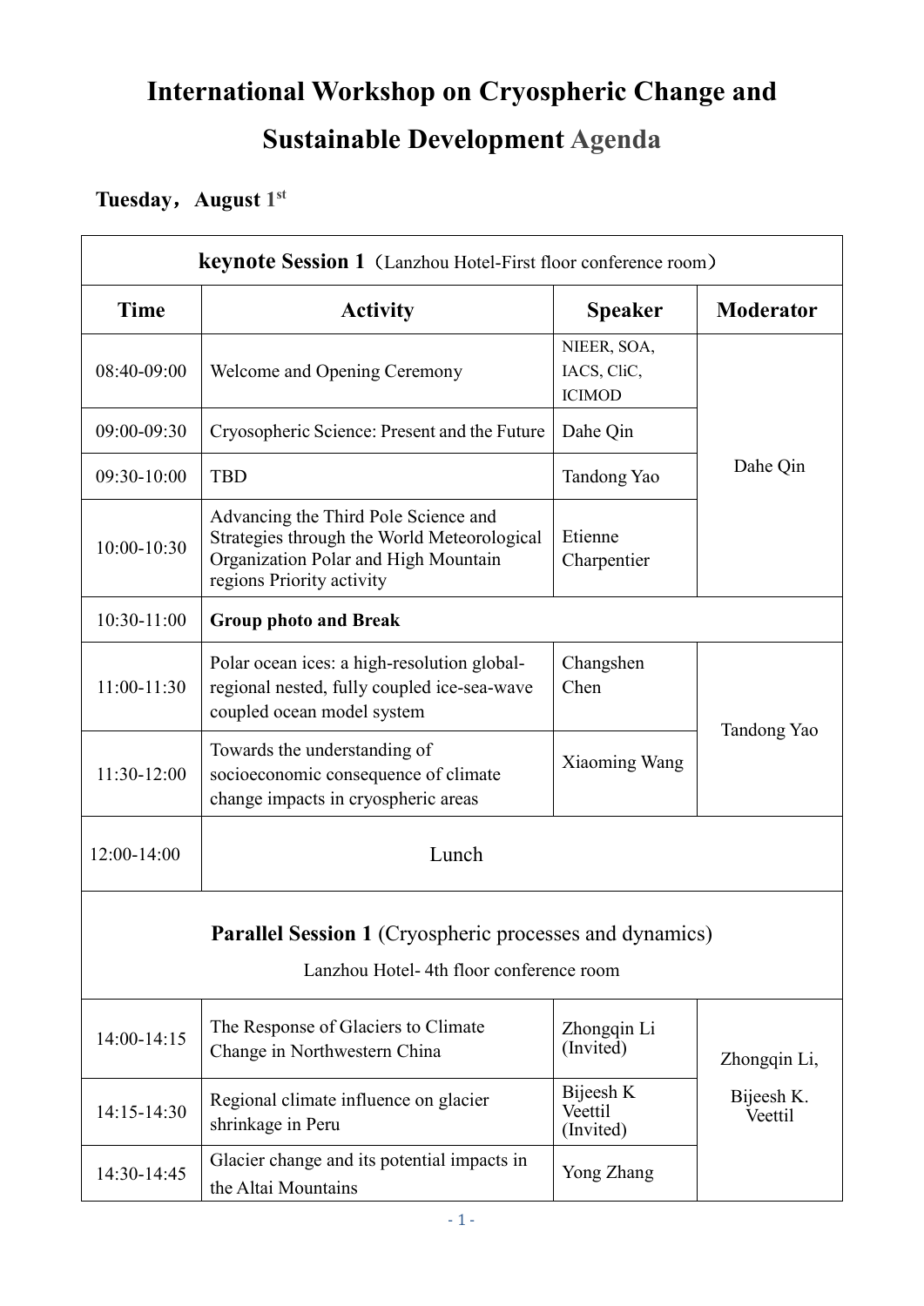# International Workshop on Cryospheric Change and Sustainable Development Agenda

## Tuesday，August 1st

| keynote Session 1（Lanzhou Hotel-First floor conference room） | | | |
|---|---|---|---|
| **Time** | **Activity** | **Speaker** | **Moderator** |
| 08:40-09:00 | Welcome and Opening Ceremony | NIEER, SOA, IACS, CliC, ICIMOD | Dahe Qin |
| 09:00-09:30 | Cryosopheric Science: Present and the Future | Dahe Qin | |
| 09:30-10:00 | TBD | Tandong Yao | |
| 10:00-10:30 | Advancing the Third Pole Science and Strategies through the World Meteorological Organization Polar and High Mountain regions Priority activity | Etienne Charpentier | |
| 10:30-11:00 | **Group photo and Break** | | |
| 11:00-11:30 | Polar ocean ices: a high-resolution global-regional nested, fully coupled ice-sea-wave coupled ocean model system | Changshen Chen | Tandong Yao |
| 11:30-12:00 | Towards the understanding of socioeconomic consequence of climate change impacts in cryospheric areas | Xiaoming Wang | |
| 12:00-14:00 | Lunch | | |
| **Parallel Session 1** (Cryospheric processes and dynamics) Lanzhou Hotel- 4th floor conference room | | | |
| 14:00-14:15 | The Response of Glaciers to Climate Change in Northwestern China | Zhongqin Li (Invited) | Zhongqin Li, Bijeesh K. Veettil |
| 14:15-14:30 | Regional climate influence on glacier shrinkage in Peru | Bijeesh K Veettil (Invited) | |
| 14:30-14:45 | Glacier change and its potential impacts in the Altai Mountains | Yong Zhang | |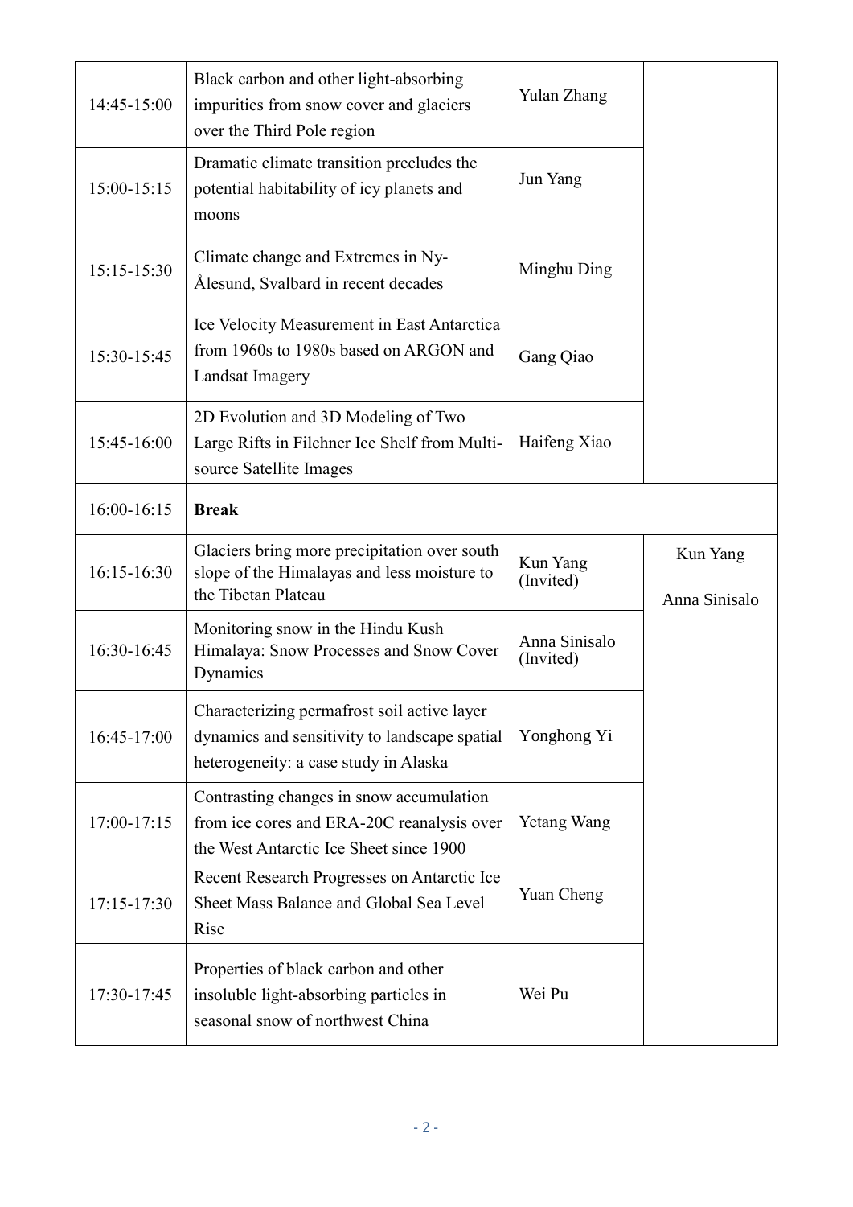| 14:45-15:00 | Black carbon and other light-absorbing impurities from snow cover and glaciers over the Third Pole region | Yulan Zhang | |
|---|---|---|---|
| 15:00-15:15 | Dramatic climate transition precludes the potential habitability of icy planets and moons | Jun Yang | |
| 15:15-15:30 | Climate change and Extremes in Ny-Ålesund, Svalbard in recent decades | Minghu Ding | |
| 15:30-15:45 | Ice Velocity Measurement in East Antarctica from 1960s to 1980s based on ARGON and Landsat Imagery | Gang Qiao | |
| 15:45-16:00 | 2D Evolution and 3D Modeling of Two Large Rifts in Filchner Ice Shelf from Multi-source Satellite Images | Haifeng Xiao | |
| 16:00-16:15 | **Break** | | |
| 16:15-16:30 | Glaciers bring more precipitation over south slope of the Himalayas and less moisture to the Tibetan Plateau | Kun Yang (Invited) | Kun Yang<br>Anna Sinisalo |
| 16:30-16:45 | Monitoring snow in the Hindu Kush Himalaya: Snow Processes and Snow Cover Dynamics | Anna Sinisalo (Invited) | |
| 16:45-17:00 | Characterizing permafrost soil active layer dynamics and sensitivity to landscape spatial heterogeneity: a case study in Alaska | Yonghong Yi | |
| 17:00-17:15 | Contrasting changes in snow accumulation from ice cores and ERA-20C reanalysis over the West Antarctic Ice Sheet since 1900 | Yetang Wang | |
| 17:15-17:30 | Recent Research Progresses on Antarctic Ice Sheet Mass Balance and Global Sea Level Rise | Yuan Cheng | |
| 17:30-17:45 | Properties of black carbon and other insoluble light-absorbing particles in seasonal snow of northwest China | Wei Pu | |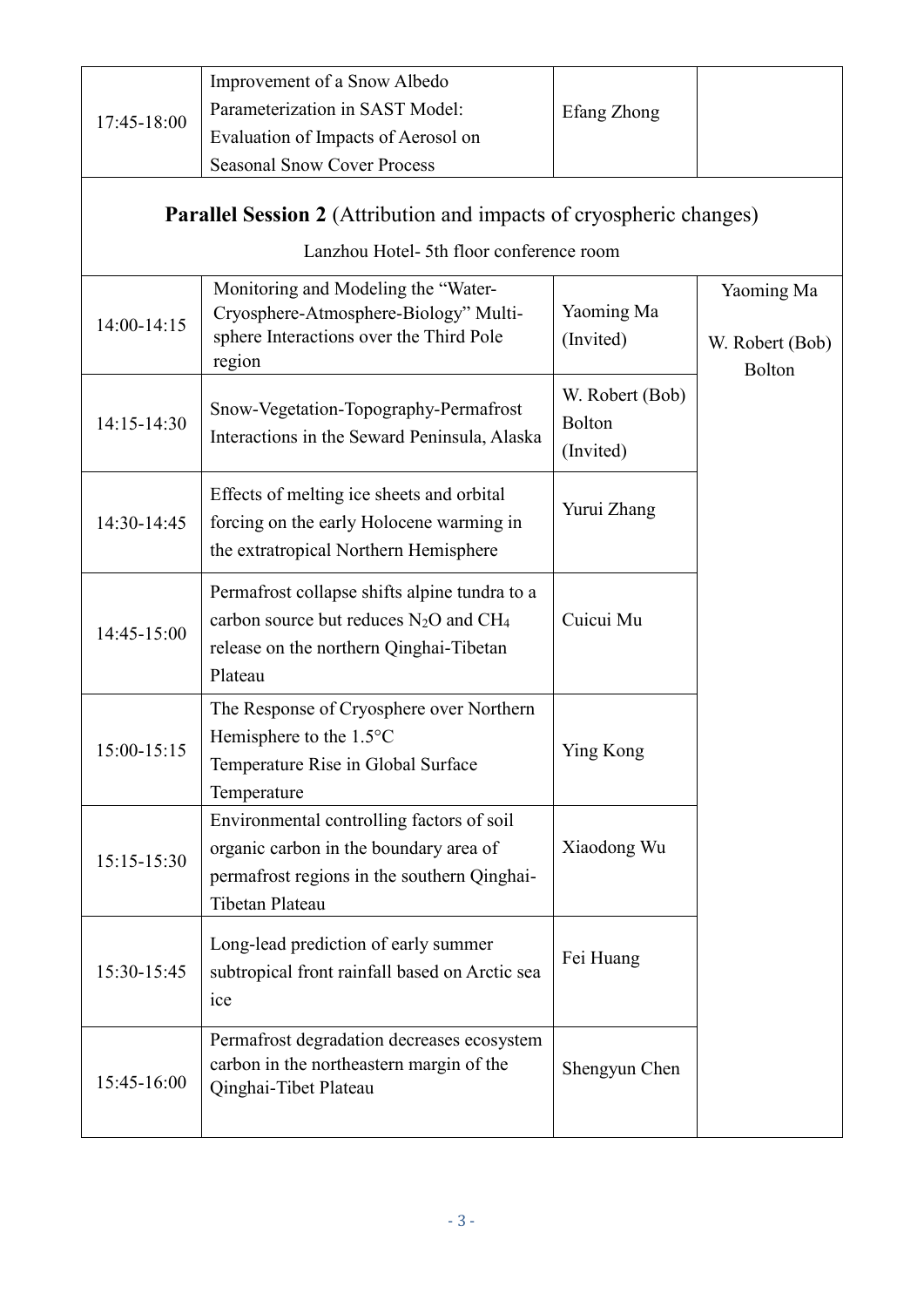| 17:45-18:00 | Improvement of a Snow Albedo Parameterization in SAST Model: Evaluation of Impacts of Aerosol on Seasonal Snow Cover Process | Efang Zhong | |
|---|---|---|---|

**Parallel Session 2** (Attribution and impacts of cryospheric changes)

Lanzhou Hotel- 5th floor conference room

| | | | |
|---|---|---|---|
| 14:00-14:15 | Monitoring and Modeling the "Water-Cryosphere-Atmosphere-Biology" Multi-sphere Interactions over the Third Pole region | Yaoming Ma (Invited) | Yaoming Ma<br><br>W. Robert (Bob) Bolton |
| 14:15-14:30 | Snow-Vegetation-Topography-Permafrost Interactions in the Seward Peninsula, Alaska | W. Robert (Bob) Bolton (Invited) | |
| 14:30-14:45 | Effects of melting ice sheets and orbital forcing on the early Holocene warming in the extratropical Northern Hemisphere | Yurui Zhang | |
| 14:45-15:00 | Permafrost collapse shifts alpine tundra to a carbon source but reduces $N_2O$ and $CH_4$ release on the northern Qinghai-Tibetan Plateau | Cuicui Mu | |
| 15:00-15:15 | The Response of Cryosphere over Northern Hemisphere to the 1.5°C Temperature Rise in Global Surface Temperature | Ying Kong | |
| 15:15-15:30 | Environmental controlling factors of soil organic carbon in the boundary area of permafrost regions in the southern Qinghai-Tibetan Plateau | Xiaodong Wu | |
| 15:30-15:45 | Long-lead prediction of early summer subtropical front rainfall based on Arctic sea ice | Fei Huang | |
| 15:45-16:00 | Permafrost degradation decreases ecosystem carbon in the northeastern margin of the Qinghai-Tibet Plateau | Shengyun Chen | |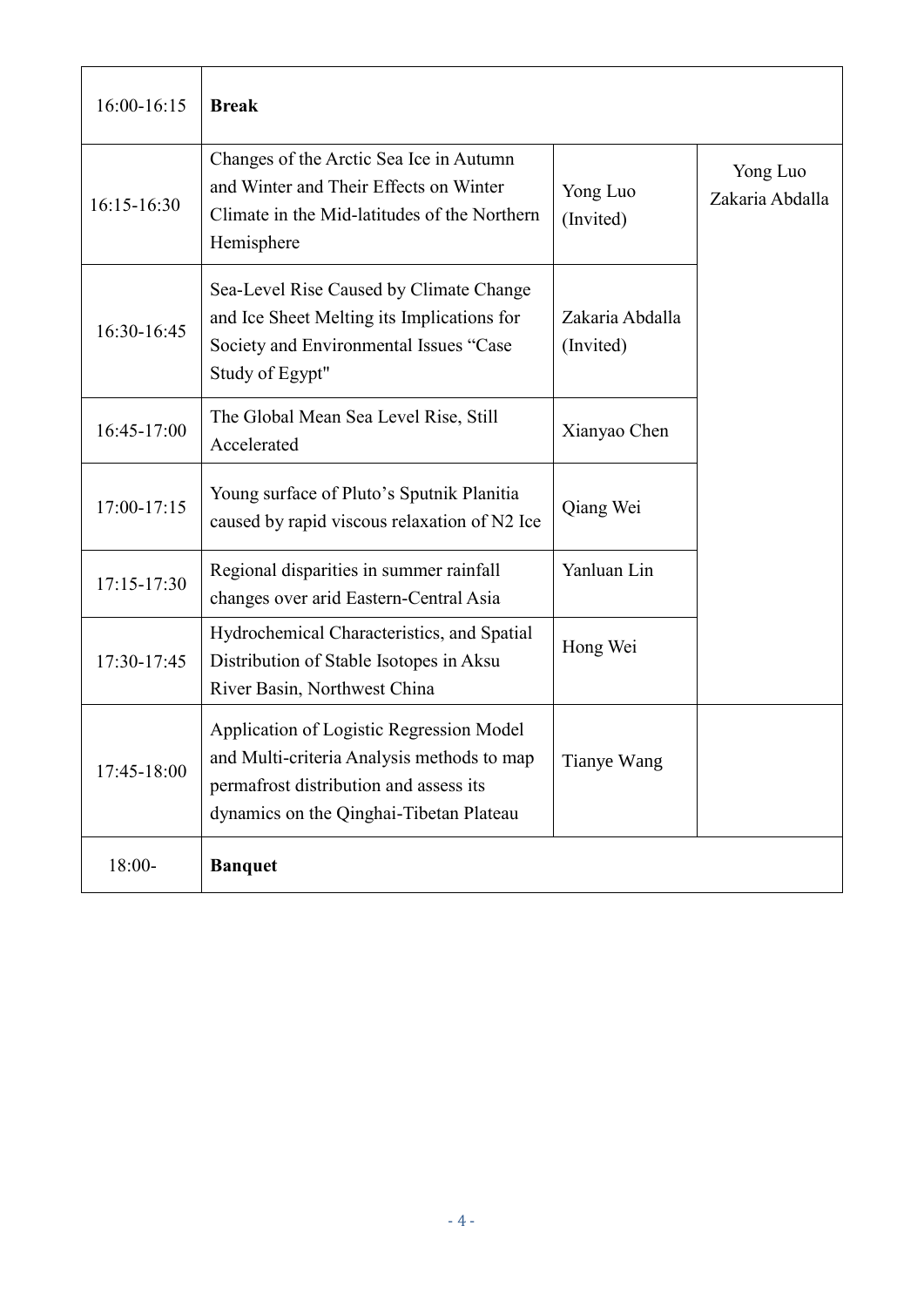| | | | |
|---|---|---|---|
| 16:00-16:15 | **Break** | | |
| 16:15-16:30 | Changes of the Arctic Sea Ice in Autumn and Winter and Their Effects on Winter Climate in the Mid-latitudes of the Northern Hemisphere | Yong Luo (Invited) | Yong Luo Zakaria Abdalla |
| 16:30-16:45 | Sea-Level Rise Caused by Climate Change and Ice Sheet Melting its Implications for Society and Environmental Issues "Case Study of Egypt" | Zakaria Abdalla (Invited) | |
| 16:45-17:00 | The Global Mean Sea Level Rise, Still Accelerated | Xianyao Chen | |
| 17:00-17:15 | Young surface of Pluto's Sputnik Planitia caused by rapid viscous relaxation of N2 Ice | Qiang Wei | |
| 17:15-17:30 | Regional disparities in summer rainfall changes over arid Eastern-Central Asia | Yanluan Lin | |
| 17:30-17:45 | Hydrochemical Characteristics, and Spatial Distribution of Stable Isotopes in Aksu River Basin, Northwest China | Hong Wei | |
| 17:45-18:00 | Application of Logistic Regression Model and Multi-criteria Analysis methods to map permafrost distribution and assess its dynamics on the Qinghai-Tibetan Plateau | Tianye Wang | |
| 18:00- | **Banquet** | | |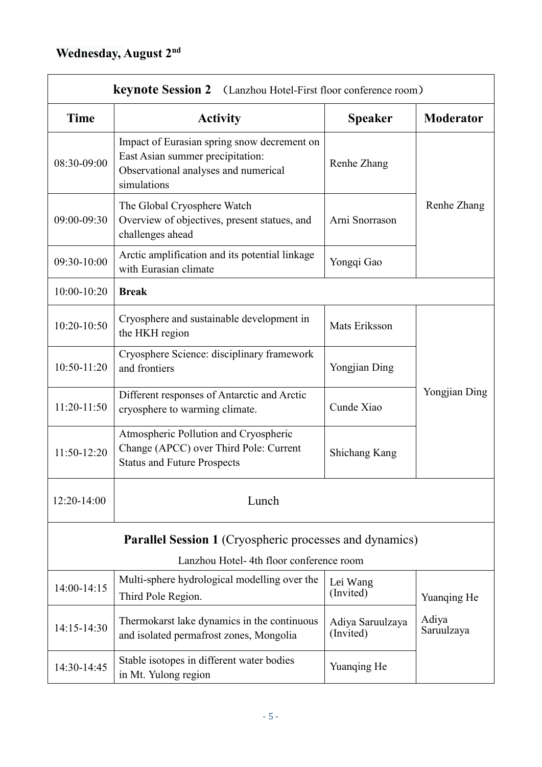## Wednesday, August 2nd

| **keynote Session 2** （Lanzhou Hotel-First floor conference room） | | | |
|---|---|---|---|
| **Time** | **Activity** | **Speaker** | **Moderator** |
| 08:30-09:00 | Impact of Eurasian spring snow decrement on East Asian summer precipitation: Observational analyses and numerical simulations | Renhe Zhang | Renhe Zhang |
| 09:00-09:30 | The Global Cryosphere Watch Overview of objectives, present statues, and challenges ahead | Arni Snorrason | |
| 09:30-10:00 | Arctic amplification and its potential linkage with Eurasian climate | Yongqi Gao | |
| 10:00-10:20 | **Break** | | |
| 10:20-10:50 | Cryosphere and sustainable development in the HKH region | Mats Eriksson | Yongjian Ding |
| 10:50-11:20 | Cryosphere Science: disciplinary framework and frontiers | Yongjian Ding | |
| 11:20-11:50 | Different responses of Antarctic and Arctic cryosphere to warming climate. | Cunde Xiao | |
| 11:50-12:20 | Atmospheric Pollution and Cryospheric Change (APCC) over Third Pole: Current Status and Future Prospects | Shichang Kang | |
| 12:20-14:00 | Lunch | | |
| **Parallel Session 1** (Cryospheric processes and dynamics) Lanzhou Hotel- 4th floor conference room | | | |
| 14:00-14:15 | Multi-sphere hydrological modelling over the Third Pole Region. | Lei Wang (Invited) | Yuanqing He Adiya Saruulzaya |
| 14:15-14:30 | Thermokarst lake dynamics in the continuous and isolated permafrost zones, Mongolia | Adiya Saruulzaya (Invited) | |
| 14:30-14:45 | Stable isotopes in different water bodies in Mt. Yulong region | Yuanqing He | |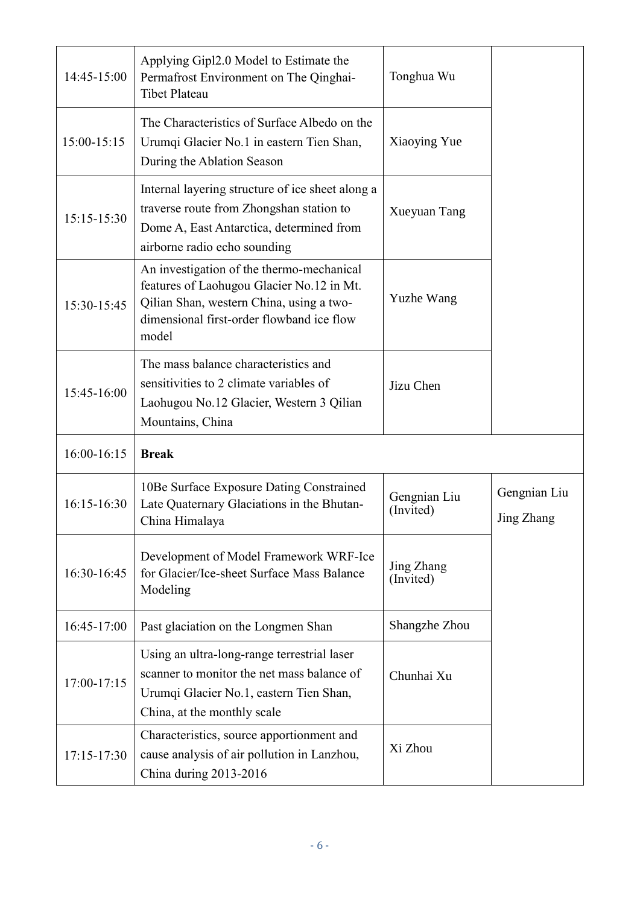| | | | |
|---|---|---|---|
| 14:45-15:00 | Applying Gipl2.0 Model to Estimate the Permafrost Environment on The Qinghai-Tibet Plateau | Tonghua Wu | |
| 15:00-15:15 | The Characteristics of Surface Albedo on the Urumqi Glacier No.1 in eastern Tien Shan, During the Ablation Season | Xiaoying Yue | |
| 15:15-15:30 | Internal layering structure of ice sheet along a traverse route from Zhongshan station to Dome A, East Antarctica, determined from airborne radio echo sounding | Xueyuan Tang | |
| 15:30-15:45 | An investigation of the thermo-mechanical features of Laohugou Glacier No.12 in Mt. Qilian Shan, western China, using a two-dimensional first-order flowband ice flow model | Yuzhe Wang | |
| 15:45-16:00 | The mass balance characteristics and sensitivities to 2 climate variables of Laohugou No.12 Glacier, Western 3 Qilian Mountains, China | Jizu Chen | |
| 16:00-16:15 | **Break** | | |
| 16:15-16:30 | 10Be Surface Exposure Dating Constrained Late Quaternary Glaciations in the Bhutan-China Himalaya | Gengnian Liu (Invited) | Gengnian Liu<br>Jing Zhang |
| 16:30-16:45 | Development of Model Framework WRF-Ice for Glacier/Ice-sheet Surface Mass Balance Modeling | Jing Zhang (Invited) | |
| 16:45-17:00 | Past glaciation on the Longmen Shan | Shangzhe Zhou | |
| 17:00-17:15 | Using an ultra-long-range terrestrial laser scanner to monitor the net mass balance of Urumqi Glacier No.1, eastern Tien Shan, China, at the monthly scale | Chunhai Xu | |
| 17:15-17:30 | Characteristics, source apportionment and cause analysis of air pollution in Lanzhou, China during 2013-2016 | Xi Zhou | |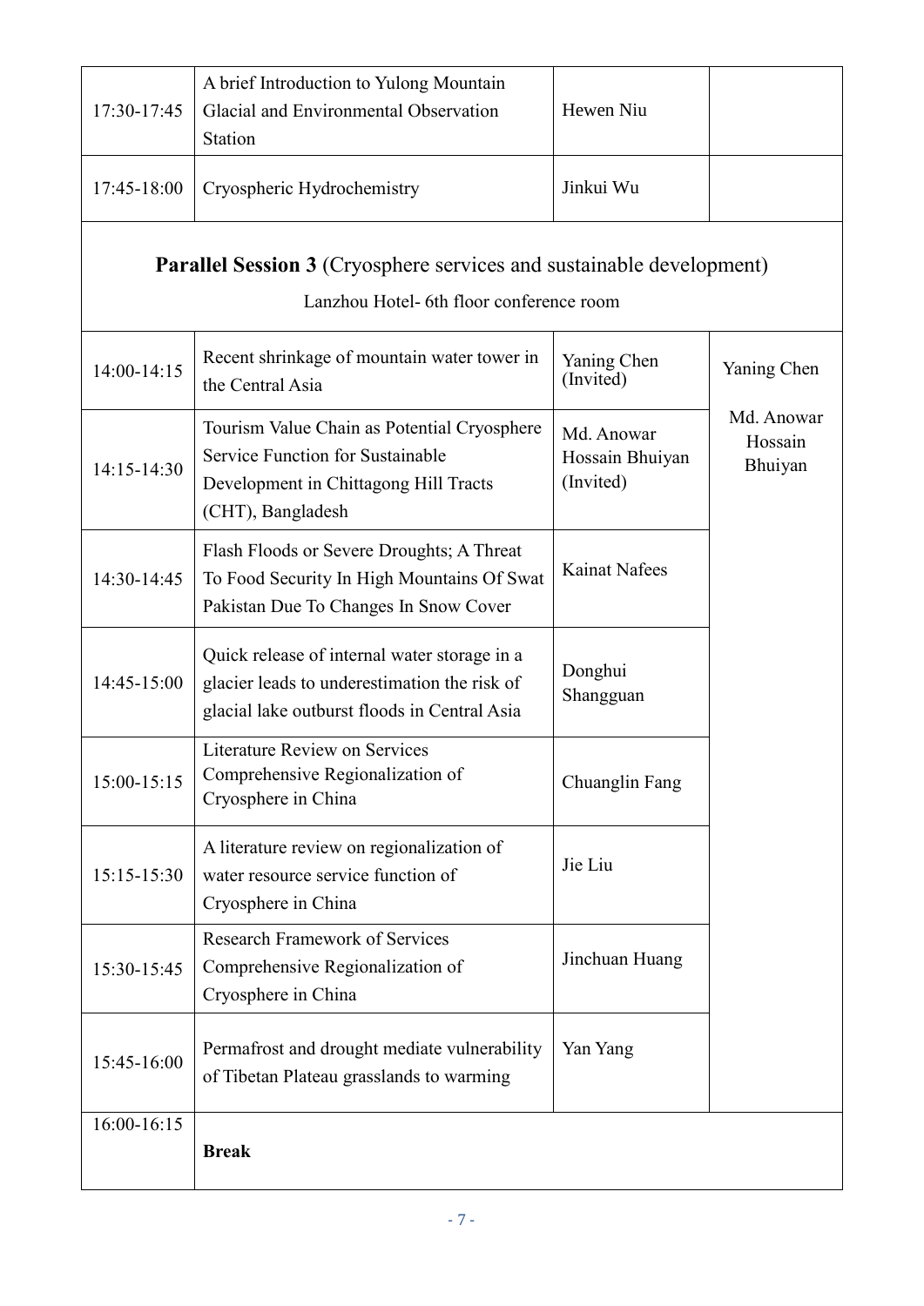| | | | |
|---|---|---|---|
| 17:30-17:45 | A brief Introduction to Yulong Mountain Glacial and Environmental Observation Station | Hewen Niu | |
| 17:45-18:00 | Cryospheric Hydrochemistry | Jinkui Wu | |

## **Parallel Session 3** (Cryosphere services and sustainable development)

Lanzhou Hotel- 6th floor conference room

| | | | |
|---|---|---|---|
| 14:00-14:15 | Recent shrinkage of mountain water tower in the Central Asia | Yaning Chen (Invited) | Yaning Chen |
| 14:15-14:30 | Tourism Value Chain as Potential Cryosphere Service Function for Sustainable Development in Chittagong Hill Tracts (CHT), Bangladesh | Md. Anowar Hossain Bhuiyan (Invited) | Md. Anowar Hossain Bhuiyan |
| 14:30-14:45 | Flash Floods or Severe Droughts; A Threat To Food Security In High Mountains Of Swat Pakistan Due To Changes In Snow Cover | Kainat Nafees | |
| 14:45-15:00 | Quick release of internal water storage in a glacier leads to underestimation the risk of glacial lake outburst floods in Central Asia | Donghui Shangguan | |
| 15:00-15:15 | Literature Review on Services Comprehensive Regionalization of Cryosphere in China | Chuanglin Fang | |
| 15:15-15:30 | A literature review on regionalization of water resource service function of Cryosphere in China | Jie Liu | |
| 15:30-15:45 | Research Framework of Services Comprehensive Regionalization of Cryosphere in China | Jinchuan Huang | |
| 15:45-16:00 | Permafrost and drought mediate vulnerability of Tibetan Plateau grasslands to warming | Yan Yang | |
| 16:00-16:15 | **Break** | | |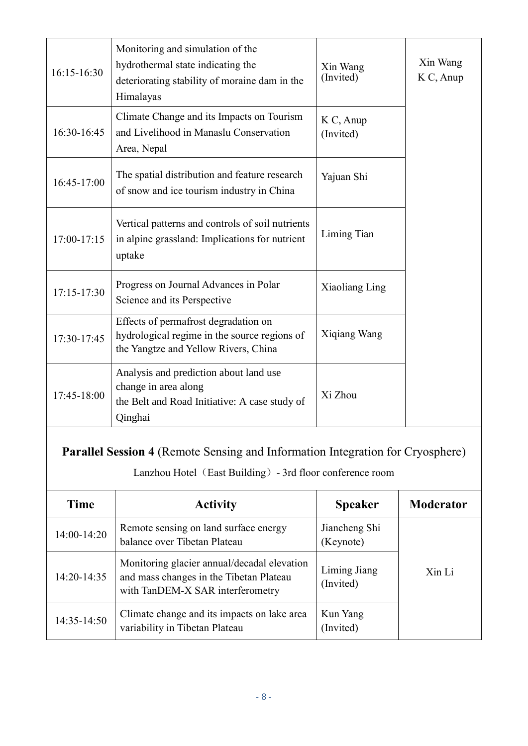| Time | Activity | Speaker | Moderator |
|---|---|---|---|
| 16:15-16:30 | Monitoring and simulation of the hydrothermal state indicating the deteriorating stability of moraine dam in the Himalayas | Xin Wang (Invited) | Xin Wang K C, Anup |
| 16:30-16:45 | Climate Change and its Impacts on Tourism and Livelihood in Manaslu Conservation Area, Nepal | K C, Anup (Invited) | |
| 16:45-17:00 | The spatial distribution and feature research of snow and ice tourism industry in China | Yajuan Shi | |
| 17:00-17:15 | Vertical patterns and controls of soil nutrients in alpine grassland: Implications for nutrient uptake | Liming Tian | |
| 17:15-17:30 | Progress on Journal Advances in Polar Science and its Perspective | Xiaoliang Ling | |
| 17:30-17:45 | Effects of permafrost degradation on hydrological regime in the source regions of the Yangtze and Yellow Rivers, China | Xiqiang Wang | |
| 17:45-18:00 | Analysis and prediction about land use change in area along the Belt and Road Initiative: A case study of Qinghai | Xi Zhou | |

## **Parallel Session 4** (Remote Sensing and Information Integration for Cryosphere)

Lanzhou Hotel（East Building）- 3rd floor conference room

| Time | Activity | Speaker | Moderator |
|---|---|---|---|
| 14:00-14:20 | Remote sensing on land surface energy balance over Tibetan Plateau | Jiancheng Shi (Keynote) | Xin Li |
| 14:20-14:35 | Monitoring glacier annual/decadal elevation and mass changes in the Tibetan Plateau with TanDEM-X SAR interferometry | Liming Jiang (Invited) | |
| 14:35-14:50 | Climate change and its impacts on lake area variability in Tibetan Plateau | Kun Yang (Invited) | |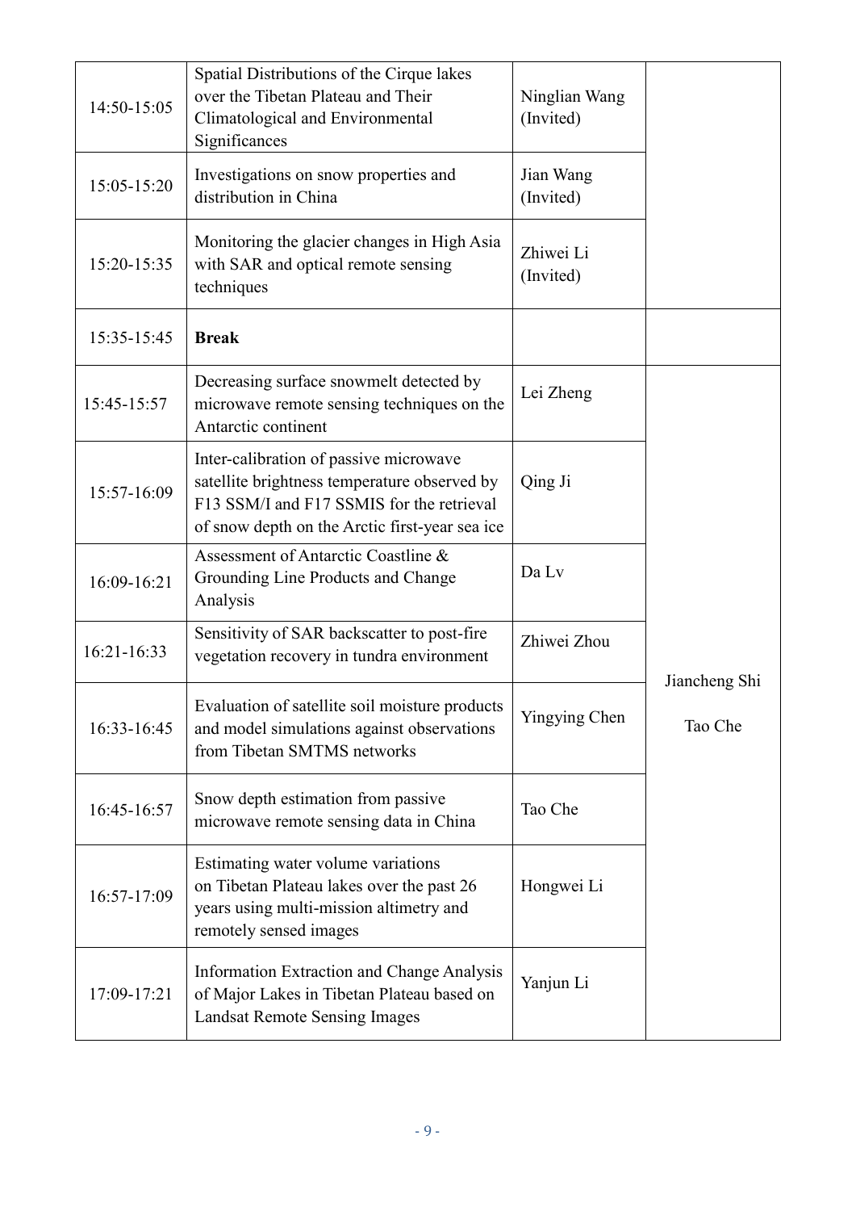| | | | |
|---|---|---|---|
| 14:50-15:05 | Spatial Distributions of the Cirque lakes over the Tibetan Plateau and Their Climatological and Environmental Significances | Ninglian Wang (Invited) | |
| 15:05-15:20 | Investigations on snow properties and distribution in China | Jian Wang (Invited) | |
| 15:20-15:35 | Monitoring the glacier changes in High Asia with SAR and optical remote sensing techniques | Zhiwei Li (Invited) | |
| 15:35-15:45 | **Break** | | |
| 15:45-15:57 | Decreasing surface snowmelt detected by microwave remote sensing techniques on the Antarctic continent | Lei Zheng | Jiancheng Shi<br><br>Tao Che |
| 15:57-16:09 | Inter-calibration of passive microwave satellite brightness temperature observed by F13 SSM/I and F17 SSMIS for the retrieval of snow depth on the Arctic first-year sea ice | Qing Ji | |
| 16:09-16:21 | Assessment of Antarctic Coastline & Grounding Line Products and Change Analysis | Da Lv | |
| 16:21-16:33 | Sensitivity of SAR backscatter to post-fire vegetation recovery in tundra environment | Zhiwei Zhou | |
| 16:33-16:45 | Evaluation of satellite soil moisture products and model simulations against observations from Tibetan SMTMS networks | Yingying Chen | |
| 16:45-16:57 | Snow depth estimation from passive microwave remote sensing data in China | Tao Che | |
| 16:57-17:09 | Estimating water volume variations on Tibetan Plateau lakes over the past 26 years using multi-mission altimetry and remotely sensed images | Hongwei Li | |
| 17:09-17:21 | Information Extraction and Change Analysis of Major Lakes in Tibetan Plateau based on Landsat Remote Sensing Images | Yanjun Li | |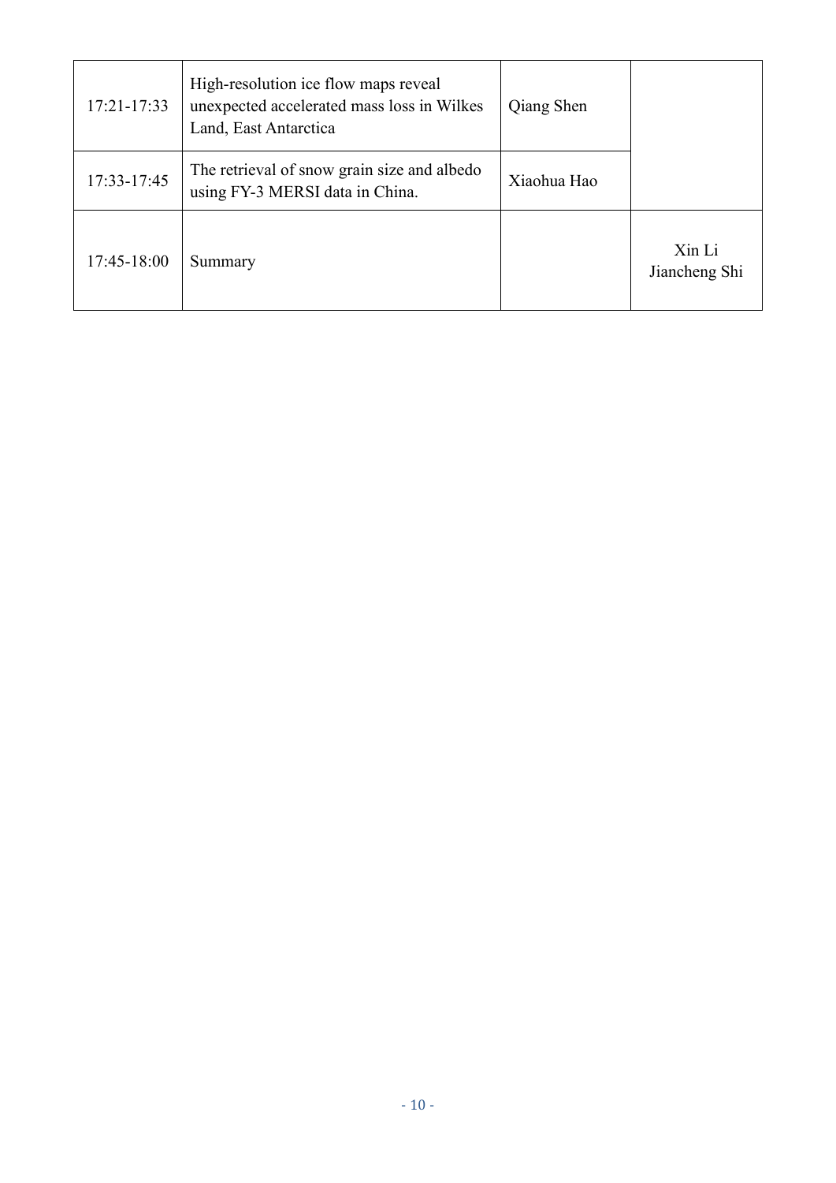| | | | |
|---|---|---|---|
| 17:21-17:33 | High-resolution ice flow maps reveal unexpected accelerated mass loss in Wilkes Land, East Antarctica | Qiang Shen | |
| 17:33-17:45 | The retrieval of snow grain size and albedo using FY-3 MERSI data in China. | Xiaohua Hao | |
| 17:45-18:00 | Summary | | Xin Li<br>Jiancheng Shi |